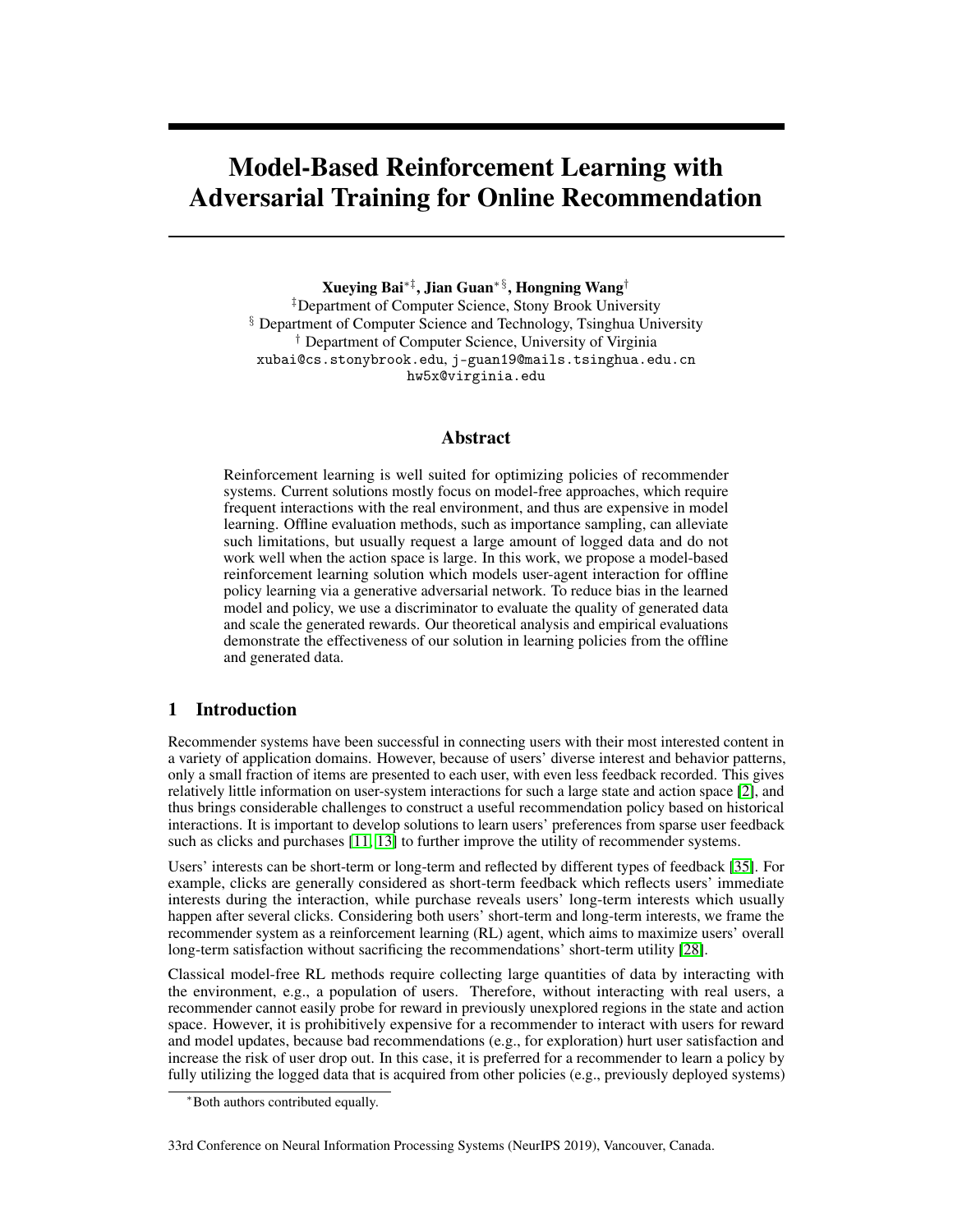# Model-Based Reinforcement Learning with Adversarial Training for Online Recommendation

**Xueying Bai**[*‡], **Jian Guan**[*§], **Hongning Wang**[†]

[‡]Department of Computer Science, Stony Brook University
[§] Department of Computer Science and Technology, Tsinghua University
[†] Department of Computer Science, University of Virginia
xubai@cs.stonybrook.edu, j-guan19@mails.tsinghua.edu.cn
hw5x@virginia.edu

## Abstract

Reinforcement learning is well suited for optimizing policies of recommender systems. Current solutions mostly focus on model-free approaches, which require frequent interactions with the real environment, and thus are expensive in model learning. Offline evaluation methods, such as importance sampling, can alleviate such limitations, but usually request a large amount of logged data and do not work well when the action space is large. In this work, we propose a model-based reinforcement learning solution which models user-agent interaction for offline policy learning via a generative adversarial network. To reduce bias in the learned model and policy, we use a discriminator to evaluate the quality of generated data and scale the generated rewards. Our theoretical analysis and empirical evaluations demonstrate the effectiveness of our solution in learning policies from the offline and generated data.

## 1 Introduction

Recommender systems have been successful in connecting users with their most interested content in a variety of application domains. However, because of users' diverse interest and behavior patterns, only a small fraction of items are presented to each user, with even less feedback recorded. This gives relatively little information on user-system interactions for such a large state and action space [2], and thus brings considerable challenges to construct a useful recommendation policy based on historical interactions. It is important to develop solutions to learn users' preferences from sparse user feedback such as clicks and purchases [11, 13] to further improve the utility of recommender systems.

Users' interests can be short-term or long-term and reflected by different types of feedback [35]. For example, clicks are generally considered as short-term feedback which reflects users' immediate interests during the interaction, while purchase reveals users' long-term interests which usually happen after several clicks. Considering both users' short-term and long-term interests, we frame the recommender system as a reinforcement learning (RL) agent, which aims to maximize users' overall long-term satisfaction without sacrificing the recommendations' short-term utility [28].

Classical model-free RL methods require collecting large quantities of data by interacting with the environment, e.g., a population of users. Therefore, without interacting with real users, a recommender cannot easily probe for reward in previously unexplored regions in the state and action space. However, it is prohibitively expensive for a recommender to interact with users for reward and model updates, because bad recommendations (e.g., for exploration) hurt user satisfaction and increase the risk of user drop out. In this case, it is preferred for a recommender to learn a policy by fully utilizing the logged data that is acquired from other policies (e.g., previously deployed systems)

[*]Both authors contributed equally.

33rd Conference on Neural Information Processing Systems (NeurIPS 2019), Vancouver, Canada.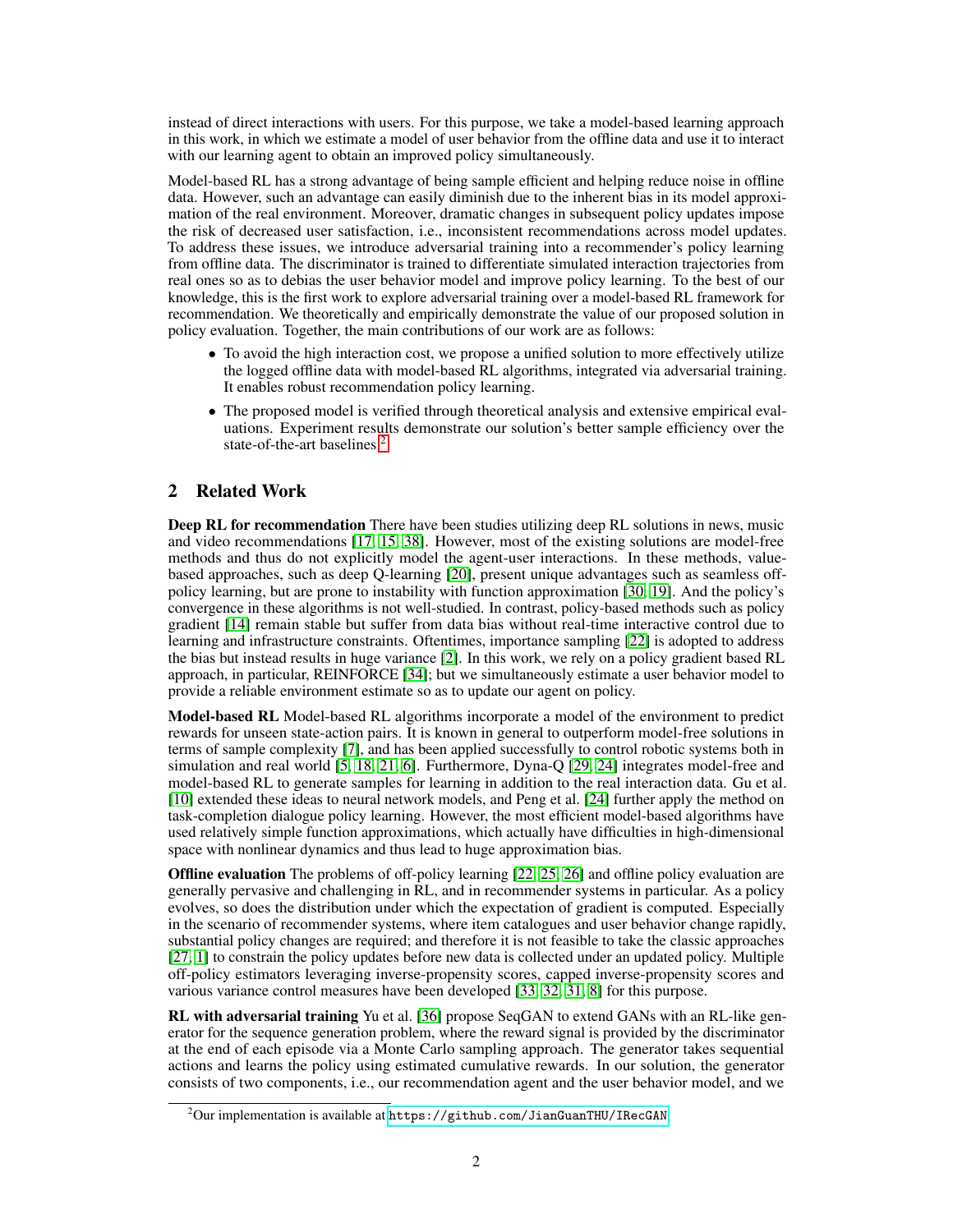instead of direct interactions with users. For this purpose, we take a model-based learning approach in this work, in which we estimate a model of user behavior from the offline data and use it to interact with our learning agent to obtain an improved policy simultaneously.

Model-based RL has a strong advantage of being sample efficient and helping reduce noise in offline data. However, such an advantage can easily diminish due to the inherent bias in its model approximation of the real environment. Moreover, dramatic changes in subsequent policy updates impose the risk of decreased user satisfaction, i.e., inconsistent recommendations across model updates. To address these issues, we introduce adversarial training into a recommender's policy learning from offline data. The discriminator is trained to differentiate simulated interaction trajectories from real ones so as to debias the user behavior model and improve policy learning. To the best of our knowledge, this is the first work to explore adversarial training over a model-based RL framework for recommendation. We theoretically and empirically demonstrate the value of our proposed solution in policy evaluation. Together, the main contributions of our work are as follows:

- To avoid the high interaction cost, we propose a unified solution to more effectively utilize the logged offline data with model-based RL algorithms, integrated via adversarial training. It enables robust recommendation policy learning.
- The proposed model is verified through theoretical analysis and extensive empirical evaluations. Experiment results demonstrate our solution's better sample efficiency over the state-of-the-art baselines [2]

## 2 Related Work

**Deep RL for recommendation** There have been studies utilizing deep RL solutions in news, music and video recommendations [17, 15, 38]. However, most of the existing solutions are model-free methods and thus do not explicitly model the agent-user interactions. In these methods, value-based approaches, such as deep Q-learning [20], present unique advantages such as seamless off-policy learning, but are prone to instability with function approximation [30, 19]. And the policy's convergence in these algorithms is not well-studied. In contrast, policy-based methods such as policy gradient [14] remain stable but suffer from data bias without real-time interactive control due to learning and infrastructure constraints. Oftentimes, importance sampling [22] is adopted to address the bias but instead results in huge variance [2]. In this work, we rely on a policy gradient based RL approach, in particular, REINFORCE [34]; but we simultaneously estimate a user behavior model to provide a reliable environment estimate so as to update our agent on policy.

**Model-based RL** Model-based RL algorithms incorporate a model of the environment to predict rewards for unseen state-action pairs. It is known in general to outperform model-free solutions in terms of sample complexity [7], and has been applied successfully to control robotic systems both in simulation and real world [5, 18, 21, 6]. Furthermore, Dyna-Q [29, 24] integrates model-free and model-based RL to generate samples for learning in addition to the real interaction data. Gu et al. [10] extended these ideas to neural network models, and Peng et al. [24] further apply the method on task-completion dialogue policy learning. However, the most efficient model-based algorithms have used relatively simple function approximations, which actually have difficulties in high-dimensional space with nonlinear dynamics and thus lead to huge approximation bias.

**Offline evaluation** The problems of off-policy learning [22, 25, 26] and offline policy evaluation are generally pervasive and challenging in RL, and in recommender systems in particular. As a policy evolves, so does the distribution under which the expectation of gradient is computed. Especially in the scenario of recommender systems, where item catalogues and user behavior change rapidly, substantial policy changes are required; and therefore it is not feasible to take the classic approaches [27, 1] to constrain the policy updates before new data is collected under an updated policy. Multiple off-policy estimators leveraging inverse-propensity scores, capped inverse-propensity scores and various variance control measures have been developed [33, 32, 31, 8] for this purpose.

**RL with adversarial training** Yu et al. [36] propose SeqGAN to extend GANs with an RL-like generator for the sequence generation problem, where the reward signal is provided by the discriminator at the end of each episode via a Monte Carlo sampling approach. The generator takes sequential actions and learns the policy using estimated cumulative rewards. In our solution, the generator consists of two components, i.e., our recommendation agent and the user behavior model, and we

[2] Our implementation is available at https://github.com/JianGuanTHU/IRecGAN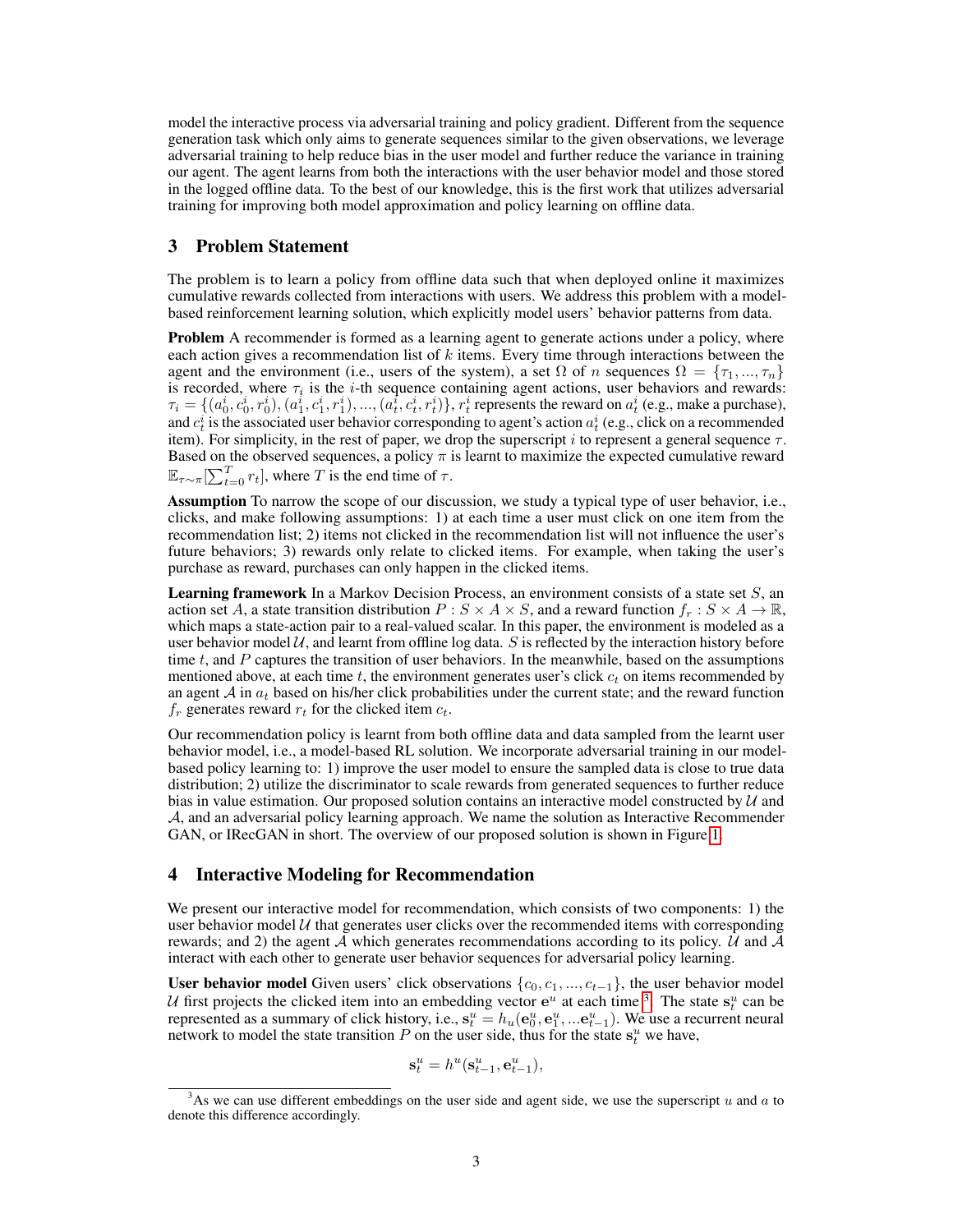model the interactive process via adversarial training and policy gradient. Different from the sequence generation task which only aims to generate sequences similar to the given observations, we leverage adversarial training to help reduce bias in the user model and further reduce the variance in training our agent. The agent learns from both the interactions with the user behavior model and those stored in the logged offline data. To the best of our knowledge, this is the first work that utilizes adversarial training for improving both model approximation and policy learning on offline data.

## 3 Problem Statement

The problem is to learn a policy from offline data such that when deployed online it maximizes cumulative rewards collected from interactions with users. We address this problem with a model-based reinforcement learning solution, which explicitly model users' behavior patterns from data.

**Problem** A recommender is formed as a learning agent to generate actions under a policy, where each action gives a recommendation list of $k$ items. Every time through interactions between the agent and the environment (i.e., users of the system), a set $\Omega$ of $n$ sequences $\Omega = \{\tau_1, ..., \tau_n\}$ is recorded, where $\tau_i$ is the $i$-th sequence containing agent actions, user behaviors and rewards: $\tau_i = \{(a_0^i, c_0^i, r_0^i), (a_1^i, c_1^i, r_1^i), ..., (a_t^i, c_t^i, r_t^i)\}$, $r_t^i$ represents the reward on $a_t^i$ (e.g., make a purchase), and $c_t^i$ is the associated user behavior corresponding to agent's action $a_t^i$ (e.g., click on a recommended item). For simplicity, in the rest of paper, we drop the superscript $i$ to represent a general sequence $\tau$. Based on the observed sequences, a policy $\pi$ is learnt to maximize the expected cumulative reward $\mathbb{E}_{\tau \sim \pi}[\sum_{t=0}^{T} r_t]$, where $T$ is the end time of $\tau$.

**Assumption** To narrow the scope of our discussion, we study a typical type of user behavior, i.e., clicks, and make following assumptions: 1) at each time a user must click on one item from the recommendation list; 2) items not clicked in the recommendation list will not influence the user's future behaviors; 3) rewards only relate to clicked items. For example, when taking the user's purchase as reward, purchases can only happen in the clicked items.

**Learning framework** In a Markov Decision Process, an environment consists of a state set $S$, an action set $A$, a state transition distribution $P : S \times A \times S$, and a reward function $f_r : S \times A \rightarrow \mathbb{R}$, which maps a state-action pair to a real-valued scalar. In this paper, the environment is modeled as a user behavior model $\mathcal{U}$, and learnt from offline log data. $S$ is reflected by the interaction history before time $t$, and $P$ captures the transition of user behaviors. In the meanwhile, based on the assumptions mentioned above, at each time $t$, the environment generates user's click $c_t$ on items recommended by an agent $\mathcal{A}$ in $a_t$ based on his/her click probabilities under the current state; and the reward function $f_r$ generates reward $r_t$ for the clicked item $c_t$.

Our recommendation policy is learnt from both offline data and data sampled from the learnt user behavior model, i.e., a model-based RL solution. We incorporate adversarial training in our model-based policy learning to: 1) improve the user model to ensure the sampled data is close to true data distribution; 2) utilize the discriminator to scale rewards from generated sequences to further reduce bias in value estimation. Our proposed solution contains an interactive model constructed by $\mathcal{U}$ and $\mathcal{A}$, and an adversarial policy learning approach. We name the solution as Interactive Recommender GAN, or IRecGAN in short. The overview of our proposed solution is shown in Figure 1.

## 4 Interactive Modeling for Recommendation

We present our interactive model for recommendation, which consists of two components: 1) the user behavior model $\mathcal{U}$ that generates user clicks over the recommended items with corresponding rewards; and 2) the agent $\mathcal{A}$ which generates recommendations according to its policy. $\mathcal{U}$ and $\mathcal{A}$ interact with each other to generate user behavior sequences for adversarial policy learning.

**User behavior model** Given users' click observations $\{c_0, c_1, ..., c_{t-1}\}$, the user behavior model $\mathcal{U}$ first projects the clicked item into an embedding vector $\mathbf{e}^u$ at each time[3]. The state $\mathbf{s}_t^u$ can be represented as a summary of click history, i.e., $\mathbf{s}_t^u = h_u(\mathbf{e}_0^u, \mathbf{e}_1^u, ...\mathbf{e}_{t-1}^u)$. We use a recurrent neural network to model the state transition $P$ on the user side, thus for the state $\mathbf{s}_t^u$ we have,

$$\mathbf{s}_t^u = h^u(\mathbf{s}_{t-1}^u, \mathbf{e}_{t-1}^u),$$

[3] As we can use different embeddings on the user side and agent side, we use the superscript $u$ and $a$ to denote this difference accordingly.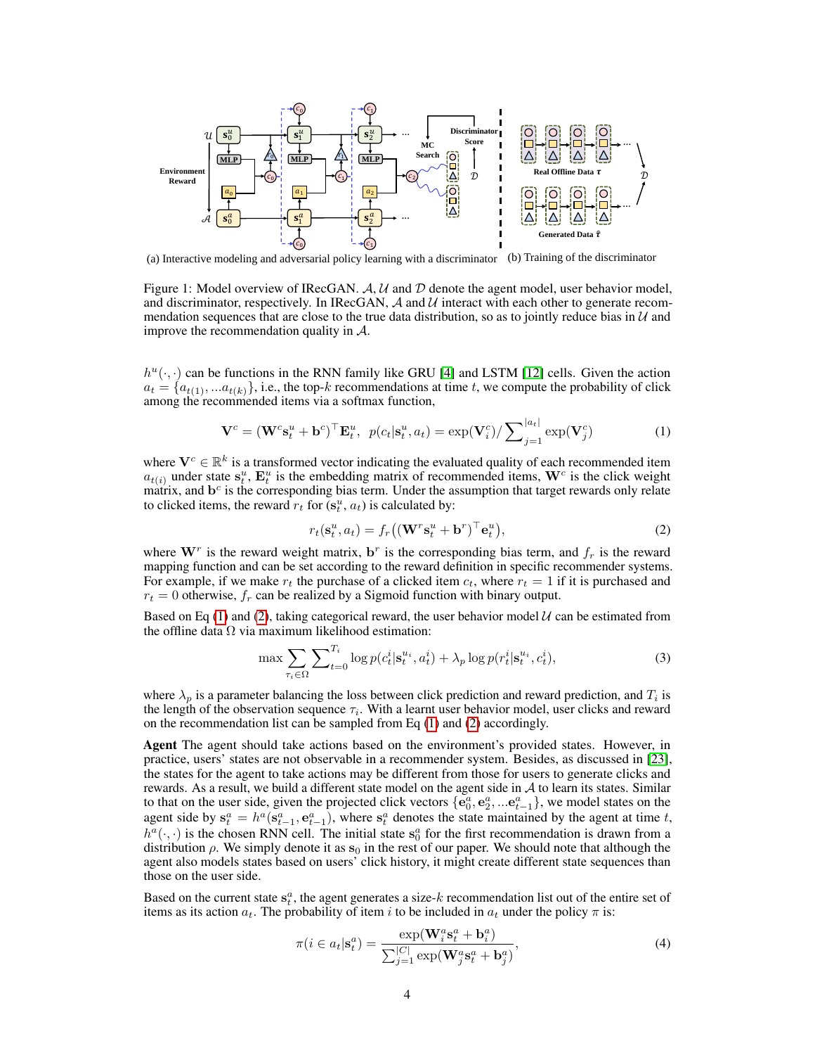(a) Interactive modeling and adversarial policy learning with a discriminator (b) Training of the discriminator

Figure 1: Model overview of IRecGAN. $\mathcal{A}, \mathcal{U}$ and $\mathcal{D}$ denote the agent model, user behavior model, and discriminator, respectively. In IRecGAN, $\mathcal{A}$ and $\mathcal{U}$ interact with each other to generate recommendation sequences that are close to the true data distribution, so as to jointly reduce bias in $\mathcal{U}$ and improve the recommendation quality in $\mathcal{A}$.

$h^u(\cdot,\cdot)$ can be functions in the RNN family like GRU [4] and LSTM [12] cells. Given the action $a_t = \{a_{t(1)}, ...a_{t(k)}\}$, i.e., the top-$k$ recommendations at time $t$, we compute the probability of click among the recommended items via a softmax function,

$$\mathbf{V}^c = (\mathbf{W}^c \mathbf{s}_t^u + \mathbf{b}^c)^\top \mathbf{E}_t^u, \;\; p(c_t|\mathbf{s}_t^u, a_t) = \exp(\mathbf{V}_i^c) / \sum\nolimits_{j=1}^{|a_t|} \exp(\mathbf{V}_j^c) \tag{1}$$

where $\mathbf{V}^c \in \mathbb{R}^k$ is a transformed vector indicating the evaluated quality of each recommended item $a_{t(i)}$ under state $\mathbf{s}_t^u$, $\mathbf{E}_t^u$ is the embedding matrix of recommended items, $\mathbf{W}^c$ is the click weight matrix, and $\mathbf{b}^c$ is the corresponding bias term. Under the assumption that target rewards only relate to clicked items, the reward $r_t$ for $(\mathbf{s}_t^u, a_t)$ is calculated by:

$$r_t(\mathbf{s}_t^u, a_t) = f_r\big((\mathbf{W}^r \mathbf{s}_t^u + \mathbf{b}^r)^\top \mathbf{e}_t^u\big), \tag{2}$$

where $\mathbf{W}^r$ is the reward weight matrix, $\mathbf{b}^r$ is the corresponding bias term, and $f_r$ is the reward mapping function and can be set according to the reward definition in specific recommender systems. For example, if we make $r_t$ the purchase of a clicked item $c_t$, where $r_t = 1$ if it is purchased and $r_t = 0$ otherwise, $f_r$ can be realized by a Sigmoid function with binary output.

Based on Eq (1) and (2), taking categorical reward, the user behavior model $\mathcal{U}$ can be estimated from the offline data $\Omega$ via maximum likelihood estimation:

$$\max \sum_{\tau_i \in \Omega} \sum\nolimits_{t=0}^{T_i} \log p(c_t^i|\mathbf{s}_t^{u_i}, a_t^i) + \lambda_p \log p(r_t^i|\mathbf{s}_t^{u_i}, c_t^i), \tag{3}$$

where $\lambda_p$ is a parameter balancing the loss between click prediction and reward prediction, and $T_i$ is the length of the observation sequence $\tau_i$. With a learnt user behavior model, user clicks and reward on the recommendation list can be sampled from Eq (1) and (2) accordingly.

**Agent** The agent should take actions based on the environment's provided states. However, in practice, users' states are not observable in a recommender system. Besides, as discussed in [23], the states for the agent to take actions may be different from those for users to generate clicks and rewards. As a result, we build a different state model on the agent side in $\mathcal{A}$ to learn its states. Similar to that on the user side, given the projected click vectors $\{\mathbf{e}_0^a, \mathbf{e}_2^a, ...\mathbf{e}_{t-1}^a\}$, we model states on the agent side by $\mathbf{s}_t^a = h^a(\mathbf{s}_{t-1}^a, \mathbf{e}_{t-1}^a)$, where $\mathbf{s}_t^a$ denotes the state maintained by the agent at time $t$, $h^a(\cdot,\cdot)$ is the chosen RNN cell. The initial state $\mathbf{s}_0^a$ for the first recommendation is drawn from a distribution $\rho$. We simply denote it as $\mathbf{s}_0$ in the rest of our paper. We should note that although the agent also models states based on users' click history, it might create different state sequences than those on the user side.

Based on the current state $\mathbf{s}_t^a$, the agent generates a size-$k$ recommendation list out of the entire set of items as its action $a_t$. The probability of item $i$ to be included in $a_t$ under the policy $\pi$ is:

$$\pi(i \in a_t|\mathbf{s}_t^a) = \frac{\exp(\mathbf{W}_i^a \mathbf{s}_t^a + \mathbf{b}_i^a)}{\sum_{j=1}^{|C|} \exp(\mathbf{W}_j^a \mathbf{s}_t^a + \mathbf{b}_j^a)}, \tag{4}$$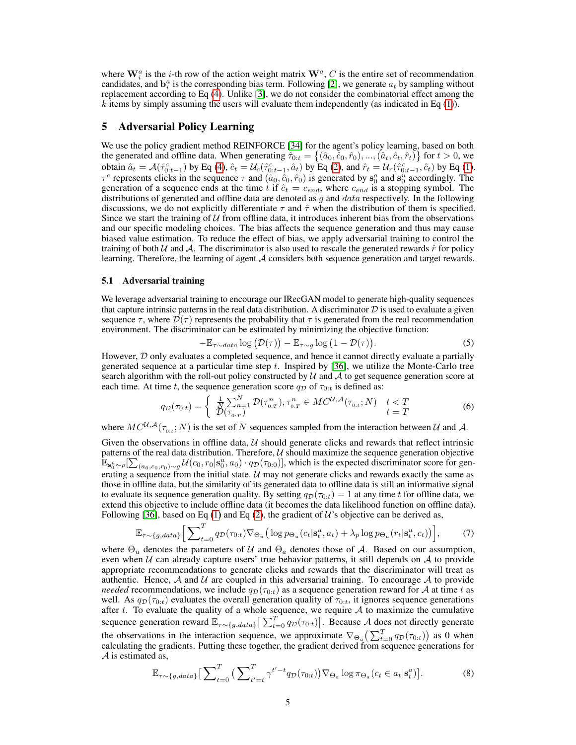where $\mathbf{W}_i^a$ is the $i$-th row of the action weight matrix $\mathbf{W}^a$, $C$ is the entire set of recommendation candidates, and $\mathbf{b}_i^a$ is the corresponding bias term. Following [2], we generate $a_t$ by sampling without replacement according to Eq (4). Unlike [3], we do not consider the combinatorial effect among the $k$ items by simply assuming the users will evaluate them independently (as indicated in Eq (1)).

## 5 Adversarial Policy Learning

We use the policy gradient method REINFORCE [34] for the agent's policy learning, based on both the generated and offline data. When generating $\hat{\tau}_{0:t} = \{(\hat{a}_0, \hat{c}_0, \hat{r}_0), ..., (\hat{a}_t, \hat{c}_t, \hat{r}_t)\}$ for $t > 0$, we obtain $\hat{a}_t = \mathcal{A}(\hat{\tau}^c_{0:t-1})$ by Eq (4), $\hat{c}_t = \mathcal{U}_c(\hat{\tau}^c_{0:t-1}, \hat{a}_t)$ by Eq (2), and $\hat{r}_t = \mathcal{U}_r(\hat{\tau}^c_{0:t-1}, \hat{c}_t)$ by Eq (1). $\tau^c$ represents clicks in the sequence $\tau$ and $(\hat{a}_0, \hat{c}_0, \hat{r}_0)$ is generated by $\mathbf{s}_0^a$ and $\mathbf{s}_0^u$ accordingly. The generation of a sequence ends at the time $t$ if $\hat{c}_t = c_{end}$, where $c_{end}$ is a stopping symbol. The distributions of generated and offline data are denoted as $g$ and $data$ respectively. In the following discussions, we do not explicitly differentiate $\tau$ and $\hat{\tau}$ when the distribution of them is specified. Since we start the training of $\mathcal{U}$ from offline data, it introduces inherent bias from the observations and our specific modeling choices. The bias affects the sequence generation and thus may cause biased value estimation. To reduce the effect of bias, we apply adversarial training to control the training of both $\mathcal{U}$ and $\mathcal{A}$. The discriminator is also used to rescale the generated rewards $\hat{r}$ for policy learning. Therefore, the learning of agent $\mathcal{A}$ considers both sequence generation and target rewards.

### 5.1 Adversarial training

We leverage adversarial training to encourage our IRecGAN model to generate high-quality sequences that capture intrinsic patterns in the real data distribution. A discriminator $\mathcal{D}$ is used to evaluate a given sequence $\tau$, where $\mathcal{D}(\tau)$ represents the probability that $\tau$ is generated from the real recommendation environment. The discriminator can be estimated by minimizing the objective function:

$$-\mathbb{E}_{\tau\sim data} \log\big(\mathcal{D}(\tau)\big) - \mathbb{E}_{\tau\sim g} \log\big(1 - \mathcal{D}(\tau)\big). \tag{5}$$

However, $\mathcal{D}$ only evaluates a completed sequence, and hence it cannot directly evaluate a partially generated sequence at a particular time step $t$. Inspired by [36], we utilize the Monte-Carlo tree search algorithm with the roll-out policy constructed by $\mathcal{U}$ and $\mathcal{A}$ to get sequence generation score at each time. At time $t$, the sequence generation score $q_{\mathcal{D}}$ of $\tau_{0:t}$ is defined as:

$$q_{\mathcal{D}}(\tau_{0:t}) = \begin{cases} \frac{1}{N}\sum_{n=1}^{N} \mathcal{D}(\tau^n_{0:T}), \tau^n_{0:T} \in MC^{\mathcal{U},\mathcal{A}}(\tau_{0:t}; N) & t < T \\ \mathcal{D}(\tau_{0:T}) & t = T \end{cases} \tag{6}$$

where $MC^{\mathcal{U},\mathcal{A}}(\tau_{0:t}; N)$ is the set of $N$ sequences sampled from the interaction between $\mathcal{U}$ and $\mathcal{A}$.

Given the observations in offline data, $\mathcal{U}$ should generate clicks and rewards that reflect intrinsic patterns of the real data distribution. Therefore, $\mathcal{U}$ should maximize the sequence generation objective $\mathbb{E}_{\mathbf{s}_0^u\sim\rho}[\sum_{(a_0,c_0,r_0)\sim g} \mathcal{U}(c_0, r_0|\mathbf{s}_0^u, a_0) \cdot q_{\mathcal{D}}(\tau_{0:0})]$, which is the expected discriminator score for generating a sequence from the initial state. $\mathcal{U}$ may not generate clicks and rewards exactly the same as those in offline data, but the similarity of its generated data to offline data is still an informative signal to evaluate its sequence generation quality. By setting $q_{\mathcal{D}}(\tau_{0:t}) = 1$ at any time $t$ for offline data, we extend this objective to include offline data (it becomes the data likelihood function on offline data). Following [36], based on Eq (1) and Eq (2), the gradient of $\mathcal{U}$'s objective can be derived as,

$$\mathbb{E}_{\tau\sim\{g,data\}}\Big[\sum_{t=0}^{T} q_{\mathcal{D}}(\tau_{0:t}) \nabla_{\Theta_u}\big(\log p_{\Theta_u}(c_t|\mathbf{s}_t^u, a_t) + \lambda_p \log p_{\Theta_u}(r_t|\mathbf{s}_t^u, c_t)\big)\Big], \tag{7}$$

where $\Theta_u$ denotes the parameters of $\mathcal{U}$ and $\Theta_a$ denotes those of $\mathcal{A}$. Based on our assumption, even when $\mathcal{U}$ can already capture users' true behavior patterns, it still depends on $\mathcal{A}$ to provide appropriate recommendations to generate clicks and rewards that the discriminator will treat as authentic. Hence, $\mathcal{A}$ and $\mathcal{U}$ are coupled in this adversarial training. To encourage $\mathcal{A}$ to provide *needed* recommendations, we include $q_{\mathcal{D}}(\tau_{0:t})$ as a sequence generation reward for $\mathcal{A}$ at time $t$ as well. As $q_{\mathcal{D}}(\tau_{0:t})$ evaluates the overall generation quality of $\tau_{0:t}$, it ignores sequence generations after $t$. To evaluate the quality of a whole sequence, we require $\mathcal{A}$ to maximize the cumulative sequence generation reward $\mathbb{E}_{\tau\sim\{g,data\}}\big[\sum_{t=0}^{T} q_{\mathcal{D}}(\tau_{0:t})\big]$. Because $\mathcal{A}$ does not directly generate the observations in the interaction sequence, we approximate $\nabla_{\Theta_a}\big(\sum_{t=0}^{T} q_{\mathcal{D}}(\tau_{0:t})\big)$ as 0 when calculating the gradients. Putting these together, the gradient derived from sequence generations for $\mathcal{A}$ is estimated as,

$$\mathbb{E}_{\tau\sim\{g,data\}}\big[\sum_{t=0}^{T}\big(\sum_{t'=t}^{T} \gamma^{t'-t} q_{\mathcal{D}}(\tau_{0:t})\big)\nabla_{\Theta_a} \log \pi_{\Theta_a}(c_t \in a_t|\mathbf{s}_t^a)\big]. \tag{8}$$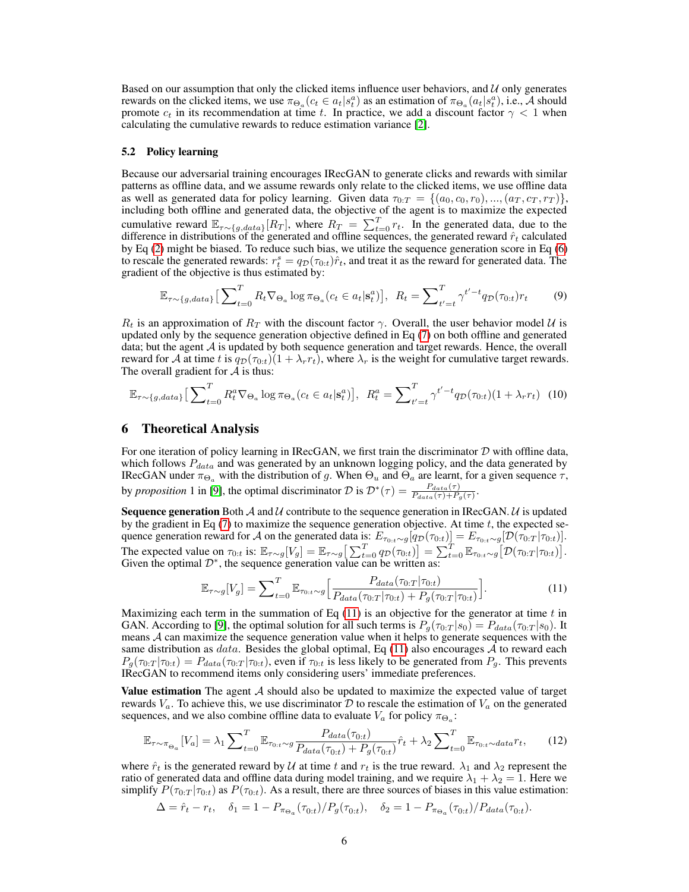Based on our assumption that only the clicked items influence user behaviors, and $\mathcal{U}$ only generates rewards on the clicked items, we use $\pi_{\Theta_a}(c_t \in a_t|s^a_t)$ as an estimation of $\pi_{\Theta_a}(a_t|s^a_t)$, i.e., $\mathcal{A}$ should promote $c_t$ in its recommendation at time $t$. In practice, we add a discount factor $\gamma < 1$ when calculating the cumulative rewards to reduce estimation variance [2].

### 5.2 Policy learning

Because our adversarial training encourages IRecGAN to generate clicks and rewards with similar patterns as offline data, and we assume rewards only relate to the clicked items, we use offline data as well as generated data for policy learning. Given data $\tau_{0:T} = \{(a_0, c_0, r_0), ..., (a_T, c_T, r_T)\}$, including both offline and generated data, the objective of the agent is to maximize the expected cumulative reward $\mathbb{E}_{\tau\sim\{g,data\}}[R_T]$, where $R_T = \sum_{t=0}^{T} r_t$. In the generated data, due to the difference in distributions of the generated and offline sequences, the generated reward $\hat{r}_t$ calculated by Eq (2) might be biased. To reduce such bias, we utilize the sequence generation score in Eq (6) to rescale the generated rewards: $r^s_t = q_{\mathcal{D}}(\tau_{0:t})\hat{r}_t$, and treat it as the reward for generated data. The gradient of the objective is thus estimated by:

$$\mathbb{E}_{\tau\sim\{g,data\}}\big[\sum_{t=0}^{T} R_t \nabla_{\Theta_a} \log \pi_{\Theta_a}(c_t \in a_t|\mathbf{s}^a_t)\big], \;\; R_t = \sum_{t'=t}^{T} \gamma^{t'-t} q_{\mathcal{D}}(\tau_{0:t}) r_t \tag{9}$$

$R_t$ is an approximation of $R_T$ with the discount factor $\gamma$. Overall, the user behavior model $\mathcal{U}$ is updated only by the sequence generation objective defined in Eq (7) on both offline and generated data; but the agent $\mathcal{A}$ is updated by both sequence generation and target rewards. Hence, the overall reward for $\mathcal{A}$ at time $t$ is $q_{\mathcal{D}}(\tau_{0:t})(1 + \lambda_r r_t)$, where $\lambda_r$ is the weight for cumulative target rewards. The overall gradient for $\mathcal{A}$ is thus:

$$\mathbb{E}_{\tau\sim\{g,data\}}\big[\sum_{t=0}^{T} R^a_t \nabla_{\Theta_a} \log \pi_{\Theta_a}(c_t \in a_t|\mathbf{s}^a_t)\big], \;\; R^a_t = \sum_{t'=t}^{T} \gamma^{t'-t} q_{\mathcal{D}}(\tau_{0:t})(1 + \lambda_r r_t) \tag{10}$$

## 6 Theoretical Analysis

For one iteration of policy learning in IRecGAN, we first train the discriminator $\mathcal{D}$ with offline data, which follows $P_{data}$ and was generated by an unknown logging policy, and the data generated by IRecGAN under $\pi_{\Theta_a}$ with the distribution of $g$. When $\Theta_u$ and $\Theta_a$ are learnt, for a given sequence $\tau$, by *proposition* 1 in [9], the optimal discriminator $\mathcal{D}$ is $\mathcal{D}^*(\tau) = \frac{P_{data}(\tau)}{P_{data}(\tau)+P_g(\tau)}$.

**Sequence generation** Both $\mathcal{A}$ and $\mathcal{U}$ contribute to the sequence generation in IRecGAN. $\mathcal{U}$ is updated by the gradient in Eq (7) to maximize the sequence generation objective. At time $t$, the expected sequence generation reward for $\mathcal{A}$ on the generated data is: $E_{\tau_{0:t}\sim g}[q_{\mathcal{D}}(\tau_{0:t})] = E_{\tau_{0:t}\sim g}[\mathcal{D}(\tau_{0:T}|\tau_{0:t})]$. The expected value on $\tau_{0:t}$ is: $\mathbb{E}_{\tau\sim g}[V_g] = \mathbb{E}_{\tau\sim g}\big[\sum_{t=0}^{T} q_{\mathcal{D}}(\tau_{0:t})\big] = \sum_{t=0}^{T} \mathbb{E}_{\tau_{0:t}\sim g}\big[\mathcal{D}(\tau_{0:T}|\tau_{0:t})\big]$. Given the optimal $\mathcal{D}^*$, the sequence generation value can be written as:

$$\mathbb{E}_{\tau\sim g}[V_g] = \sum_{t=0}^{T} \mathbb{E}_{\tau_{0:t}\sim g}\Big[\frac{P_{data}(\tau_{0:T}|\tau_{0:t})}{P_{data}(\tau_{0:T}|\tau_{0:t}) + P_g(\tau_{0:T}|\tau_{0:t})}\Big]. \tag{11}$$

Maximizing each term in the summation of Eq (11) is an objective for the generator at time $t$ in GAN. According to [9], the optimal solution for all such terms is $P_g(\tau_{0:T}|s_0) = P_{data}(\tau_{0:T}|s_0)$. It means $\mathcal{A}$ can maximize the sequence generation value when it helps to generate sequences with the same distribution as $data$. Besides the global optimal, Eq (11) also encourages $\mathcal{A}$ to reward each $P_g(\tau_{0:T}|\tau_{0:t}) = P_{data}(\tau_{0:T}|\tau_{0:t})$, even if $\tau_{0:t}$ is less likely to be generated from $P_g$. This prevents IRecGAN to recommend items only considering users' immediate preferences.

**Value estimation** The agent $\mathcal{A}$ should also be updated to maximize the expected value of target rewards $V_a$. To achieve this, we use discriminator $\mathcal{D}$ to rescale the estimation of $V_a$ on the generated sequences, and we also combine offline data to evaluate $V_a$ for policy $\pi_{\Theta_a}$:

$$\mathbb{E}_{\tau\sim\pi_{\Theta_a}}[V_a] = \lambda_1 \sum_{t=0}^{T} \mathbb{E}_{\tau_{0:t}\sim g} \frac{P_{data}(\tau_{0:t})}{P_{data}(\tau_{0:t}) + P_g(\tau_{0:t})}\hat{r}_t + \lambda_2 \sum_{t=0}^{T} \mathbb{E}_{\tau_{0:t}\sim data} r_t, \tag{12}$$

where $\hat{r}_t$ is the generated reward by $\mathcal{U}$ at time $t$ and $r_t$ is the true reward. $\lambda_1$ and $\lambda_2$ represent the ratio of generated data and offline data during model training, and we require $\lambda_1 + \lambda_2 = 1$. Here we simplify $P(\tau_{0:T}|\tau_{0:t})$ as $P(\tau_{0:t})$. As a result, there are three sources of biases in this value estimation:

$$\Delta = \hat{r}_t - r_t, \quad \delta_1 = 1 - P_{\pi_{\Theta_a}}(\tau_{0:t})/P_g(\tau_{0:t}), \quad \delta_2 = 1 - P_{\pi_{\Theta_a}}(\tau_{0:t})/P_{data}(\tau_{0:t}).$$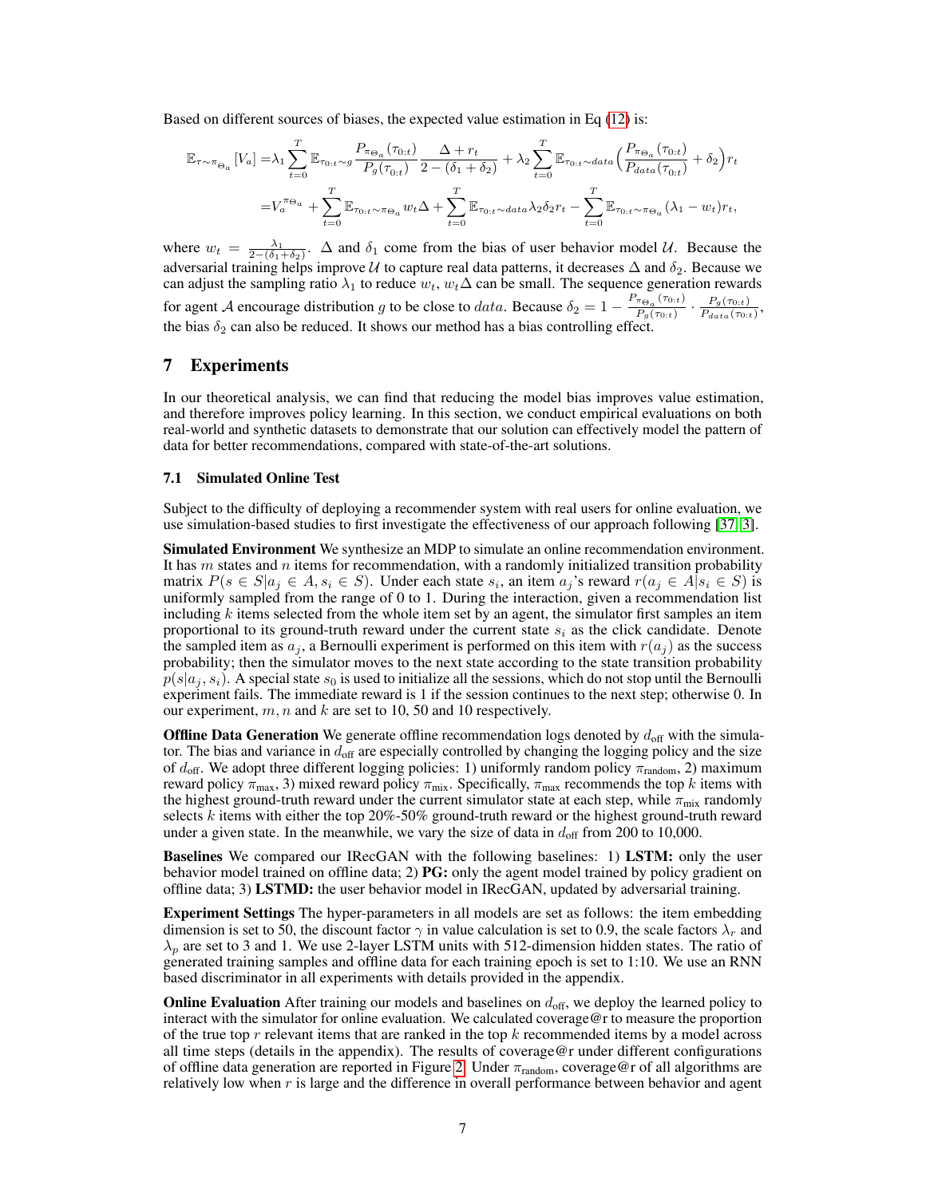Based on different sources of biases, the expected value estimation in Eq (12) is:

$$
\begin{aligned}
\mathbb{E}_{\tau\sim\pi_{\Theta_a}}[V_a] =&\lambda_1 \sum_{t=0}^{T} \mathbb{E}_{\tau_{0:t}\sim g} \frac{P_{\pi_{\Theta_a}}(\tau_{0:t})}{P_g(\tau_{0:t})} \frac{\Delta + r_t}{2-(\delta_1+\delta_2)} + \lambda_2 \sum_{t=0}^{T} \mathbb{E}_{\tau_{0:t}\sim data}\Big(\frac{P_{\pi_{\Theta_a}}(\tau_{0:t})}{P_{data}(\tau_{0:t})} + \delta_2\Big) r_t \\
=& V_a^{\pi_{\Theta_a}} + \sum_{t=0}^{T} \mathbb{E}_{\tau_{0:t}\sim\pi_{\Theta_a}} w_t \Delta + \sum_{t=0}^{T} \mathbb{E}_{\tau_{0:t}\sim data} \lambda_2 \delta_2 r_t - \sum_{t=0}^{T} \mathbb{E}_{\tau_{0:t}\sim\pi_{\Theta_a}} (\lambda_1 - w_t) r_t,
\end{aligned}
$$

where $w_t = \frac{\lambda_1}{2-(\delta_1+\delta_2)}$. $\Delta$ and $\delta_1$ come from the bias of user behavior model $\mathcal{U}$. Because the adversarial training helps improve $\mathcal{U}$ to capture real data patterns, it decreases $\Delta$ and $\delta_2$. Because we can adjust the sampling ratio $\lambda_1$ to reduce $w_t$, $w_t\Delta$ can be small. The sequence generation rewards for agent $\mathcal{A}$ encourage distribution $g$ to be close to $data$. Because $\delta_2 = 1 - \frac{P_{\pi_{\Theta_a}}(\tau_{0:t})}{P_g(\tau_{0:t})} \cdot \frac{P_g(\tau_{0:t})}{P_{data}(\tau_{0:t})}$, the bias $\delta_2$ can also be reduced. It shows our method has a bias controlling effect.

## 7 Experiments

In our theoretical analysis, we can find that reducing the model bias improves value estimation, and therefore improves policy learning. In this section, we conduct empirical evaluations on both real-world and synthetic datasets to demonstrate that our solution can effectively model the pattern of data for better recommendations, compared with state-of-the-art solutions.

### 7.1 Simulated Online Test

Subject to the difficulty of deploying a recommender system with real users for online evaluation, we use simulation-based studies to first investigate the effectiveness of our approach following [37, 3].

**Simulated Environment** We synthesize an MDP to simulate an online recommendation environment. It has $m$ states and $n$ items for recommendation, with a randomly initialized transition probability matrix $P(s \in S | a_j \in A, s_i \in S)$. Under each state $s_i$, an item $a_j$'s reward $r(a_j \in A | s_i \in S)$ is uniformly sampled from the range of 0 to 1. During the interaction, given a recommendation list including $k$ items selected from the whole item set by an agent, the simulator first samples an item proportional to its ground-truth reward under the current state $s_i$ as the click candidate. Denote the sampled item as $a_j$, a Bernoulli experiment is performed on this item with $r(a_j)$ as the success probability; then the simulator moves to the next state according to the state transition probability $p(s|a_j, s_i)$. A special state $s_0$ is used to initialize all the sessions, which do not stop until the Bernoulli experiment fails. The immediate reward is 1 if the session continues to the next step; otherwise 0. In our experiment, $m, n$ and $k$ are set to 10, 50 and 10 respectively.

**Offline Data Generation** We generate offline recommendation logs denoted by $d_{\text{off}}$ with the simulator. The bias and variance in $d_{\text{off}}$ are especially controlled by changing the logging policy and the size of $d_{\text{off}}$. We adopt three different logging policies: 1) uniformly random policy $\pi_{\text{random}}$, 2) maximum reward policy $\pi_{\text{max}}$, 3) mixed reward policy $\pi_{\text{mix}}$. Specifically, $\pi_{\text{max}}$ recommends the top $k$ items with the highest ground-truth reward under the current simulator state at each step, while $\pi_{\text{mix}}$ randomly selects $k$ items with either the top 20%-50% ground-truth reward or the highest ground-truth reward under a given state. In the meanwhile, we vary the size of data in $d_{\text{off}}$ from 200 to 10,000.

**Baselines** We compared our IRecGAN with the following baselines: 1) **LSTM:** only the user behavior model trained on offline data; 2) **PG:** only the agent model trained by policy gradient on offline data; 3) **LSTMD:** the user behavior model in IRecGAN, updated by adversarial training.

**Experiment Settings** The hyper-parameters in all models are set as follows: the item embedding dimension is set to 50, the discount factor $\gamma$ in value calculation is set to 0.9, the scale factors $\lambda_r$ and $\lambda_p$ are set to 3 and 1. We use 2-layer LSTM units with 512-dimension hidden states. The ratio of generated training samples and offline data for each training epoch is set to 1:10. We use an RNN based discriminator in all experiments with details provided in the appendix.

**Online Evaluation** After training our models and baselines on $d_{\text{off}}$, we deploy the learned policy to interact with the simulator for online evaluation. We calculated coverage@r to measure the proportion of the true top $r$ relevant items that are ranked in the top $k$ recommended items by a model across all time steps (details in the appendix). The results of coverage@r under different configurations of offline data generation are reported in Figure 2. Under $\pi_{\text{random}}$, coverage@r of all algorithms are relatively low when $r$ is large and the difference in overall performance between behavior and agent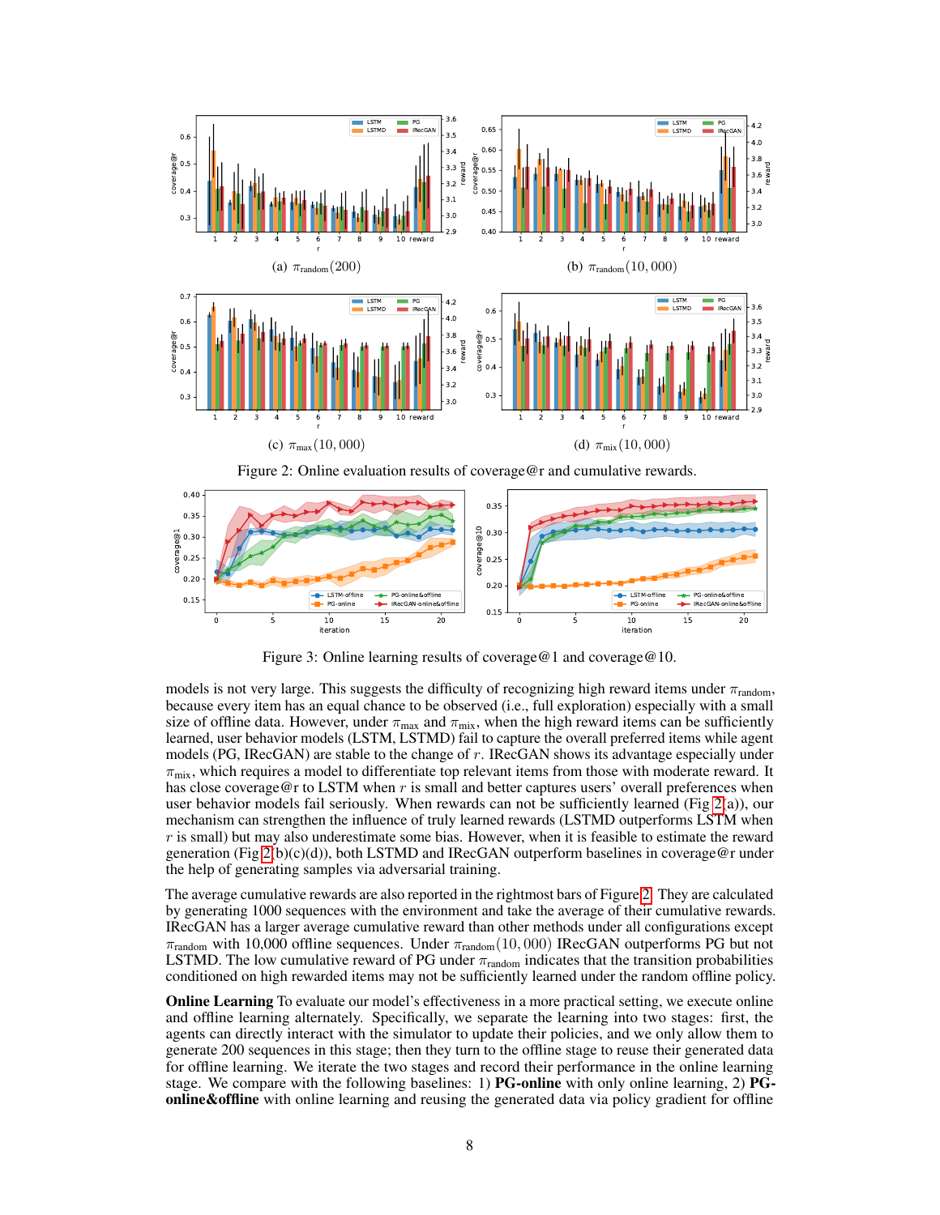(a) $\pi_{\text{random}}(200)$

(b) $\pi_{\text{random}}(10,000)$

(c) $\pi_{\max}(10,000)$

(d) $\pi_{\text{mix}}(10,000)$

Figure 2: Online evaluation results of coverage@r and cumulative rewards.

Figure 3: Online learning results of coverage@1 and coverage@10.

models is not very large. This suggests the difficulty of recognizing high reward items under $\pi_{\text{random}}$, because every item has an equal chance to be observed (i.e., full exploration) especially with a small size of offline data. However, under $\pi_{\max}$ and $\pi_{\text{mix}}$, when the high reward items can be sufficiently learned, user behavior models (LSTM, LSTMD) fail to capture the overall preferred items while agent models (PG, IRecGAN) are stable to the change of $r$. IRecGAN shows its advantage especially under $\pi_{\text{mix}}$, which requires a model to differentiate top relevant items from those with moderate reward. It has close coverage@r to LSTM when $r$ is small and better captures users' overall preferences when user behavior models fail seriously. When rewards can not be sufficiently learned (Fig 2(a)), our mechanism can strengthen the influence of truly learned rewards (LSTMD outperforms LSTM when $r$ is small) but may also underestimate some bias. However, when it is feasible to estimate the reward generation (Fig 2(b)(c)(d)), both LSTMD and IRecGAN outperform baselines in coverage@r under the help of generating samples via adversarial training.

The average cumulative rewards are also reported in the rightmost bars of Figure 2. They are calculated by generating 1000 sequences with the environment and take the average of their cumulative rewards. IRecGAN has a larger average cumulative reward than other methods under all configurations except $\pi_{\text{random}}$ with 10,000 offline sequences. Under $\pi_{\text{random}}(10,000)$ IRecGAN outperforms PG but not LSTMD. The low cumulative reward of PG under $\pi_{\text{random}}$ indicates that the transition probabilities conditioned on high rewarded items may not be sufficiently learned under the random offline policy.

**Online Learning** To evaluate our model's effectiveness in a more practical setting, we execute online and offline learning alternately. Specifically, we separate the learning into two stages: first, the agents can directly interact with the simulator to update their policies, and we only allow them to generate 200 sequences in this stage; then they turn to the offline stage to reuse their generated data for offline learning. We iterate the two stages and record their performance in the online learning stage. We compare with the following baselines: 1) **PG-online** with only online learning, 2) **PG-online&offline** with online learning and reusing the generated data via policy gradient for offline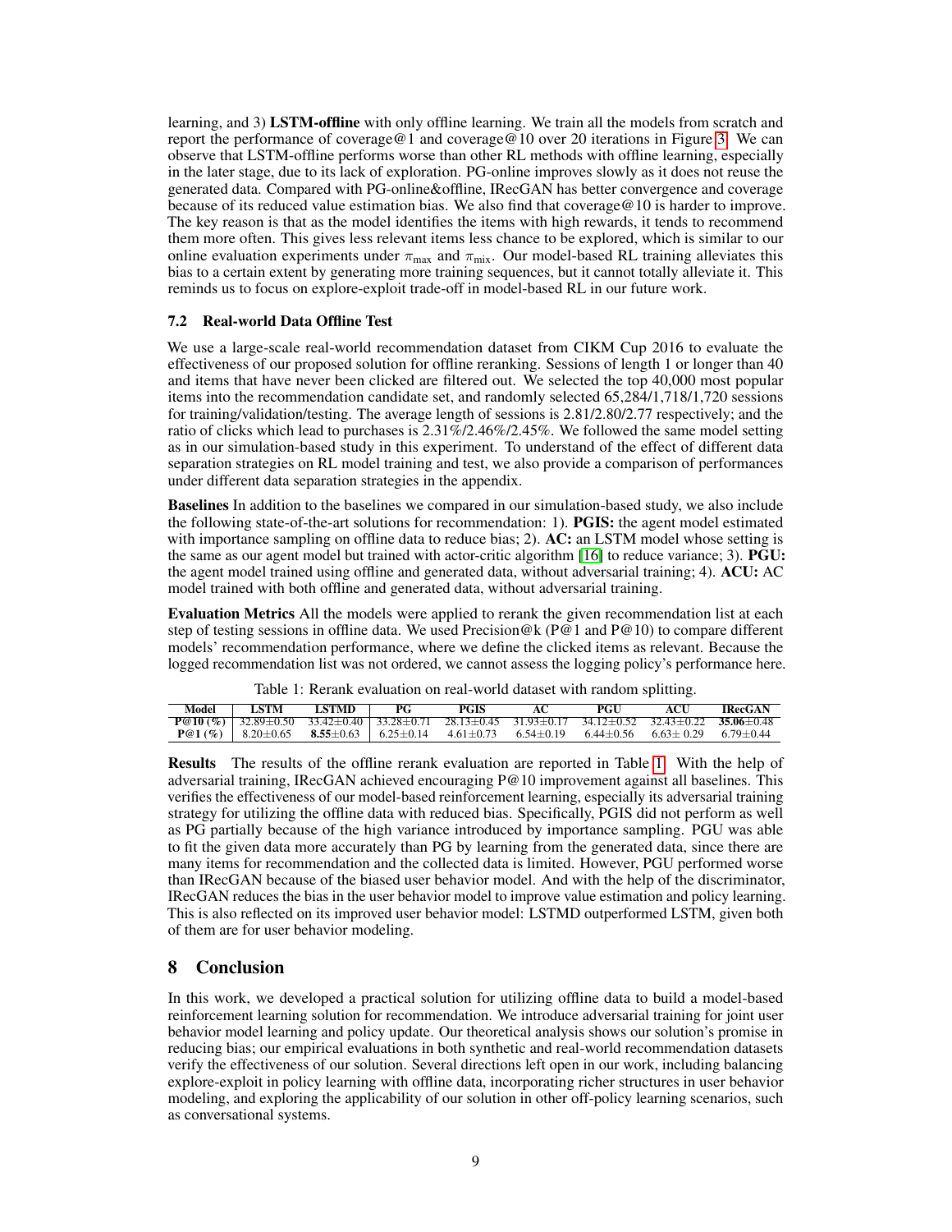learning, and 3) **LSTM-offline** with only offline learning. We train all the models from scratch and report the performance of coverage@1 and coverage@10 over 20 iterations in Figure 3. We can observe that LSTM-offline performs worse than other RL methods with offline learning, especially in the later stage, due to its lack of exploration. PG-online improves slowly as it does not reuse the generated data. Compared with PG-online&offline, IRecGAN has better convergence and coverage because of its reduced value estimation bias. We also find that coverage@10 is harder to improve. The key reason is that as the model identifies the items with high rewards, it tends to recommend them more often. This gives less relevant items less chance to be explored, which is similar to our online evaluation experiments under $\pi_{\max}$ and $\pi_{\text{mix}}$. Our model-based RL training alleviates this bias to a certain extent by generating more training sequences, but it cannot totally alleviate it. This reminds us to focus on explore-exploit trade-off in model-based RL in our future work.

### 7.2 Real-world Data Offline Test

We use a large-scale real-world recommendation dataset from CIKM Cup 2016 to evaluate the effectiveness of our proposed solution for offline reranking. Sessions of length 1 or longer than 40 and items that have never been clicked are filtered out. We selected the top 40,000 most popular items into the recommendation candidate set, and randomly selected 65,284/1,718/1,720 sessions for training/validation/testing. The average length of sessions is 2.81/2.80/2.77 respectively; and the ratio of clicks which lead to purchases is 2.31%/2.46%/2.45%. We followed the same model setting as in our simulation-based study in this experiment. To understand of the effect of different data separation strategies on RL model training and test, we also provide a comparison of performances under different data separation strategies in the appendix.

**Baselines** In addition to the baselines we compared in our simulation-based study, we also include the following state-of-the-art solutions for recommendation: 1). **PGIS:** the agent model estimated with importance sampling on offline data to reduce bias; 2). **AC:** an LSTM model whose setting is the same as our agent model but trained with actor-critic algorithm [16] to reduce variance; 3). **PGU:** the agent model trained using offline and generated data, without adversarial training; 4). **ACU:** AC model trained with both offline and generated data, without adversarial training.

**Evaluation Metrics** All the models were applied to rerank the given recommendation list at each step of testing sessions in offline data. We used Precision@k (P@1 and P@10) to compare different models' recommendation performance, where we define the clicked items as relevant. Because the logged recommendation list was not ordered, we cannot assess the logging policy's performance here.

Table 1: Rerank evaluation on real-world dataset with random splitting.

| Model | LSTM | LSTMD | PG | PGIS | AC | PGU | ACU | IRecGAN |
|---|---|---|---|---|---|---|---|---|
| **P@10 (%)** | 32.89±0.50 | 33.42±0.40 | 33.28±0.71 | 28.13±0.45 | 31.93±0.17 | 34.12±0.52 | 32.43±0.22 | **35.06**±0.48 |
| **P@1 (%)** | 8.20±0.65 | **8.55**±0.63 | 6.25±0.14 | 4.61±0.73 | 6.54±0.19 | 6.44±0.56 | 6.63± 0.29 | 6.79±0.44 |

**Results** The results of the offline rerank evaluation are reported in Table 1. With the help of adversarial training, IRecGAN achieved encouraging P@10 improvement against all baselines. This verifies the effectiveness of our model-based reinforcement learning, especially its adversarial training strategy for utilizing the offline data with reduced bias. Specifically, PGIS did not perform as well as PG partially because of the high variance introduced by importance sampling. PGU was able to fit the given data more accurately than PG by learning from the generated data, since there are many items for recommendation and the collected data is limited. However, PGU performed worse than IRecGAN because of the biased user behavior model. And with the help of the discriminator, IRecGAN reduces the bias in the user behavior model to improve value estimation and policy learning. This is also reflected on its improved user behavior model: LSTMD outperformed LSTM, given both of them are for user behavior modeling.

## 8 Conclusion

In this work, we developed a practical solution for utilizing offline data to build a model-based reinforcement learning solution for recommendation. We introduce adversarial training for joint user behavior model learning and policy update. Our theoretical analysis shows our solution's promise in reducing bias; our empirical evaluations in both synthetic and real-world recommendation datasets verify the effectiveness of our solution. Several directions left open in our work, including balancing explore-exploit in policy learning with offline data, incorporating richer structures in user behavior modeling, and exploring the applicability of our solution in other off-policy learning scenarios, such as conversational systems.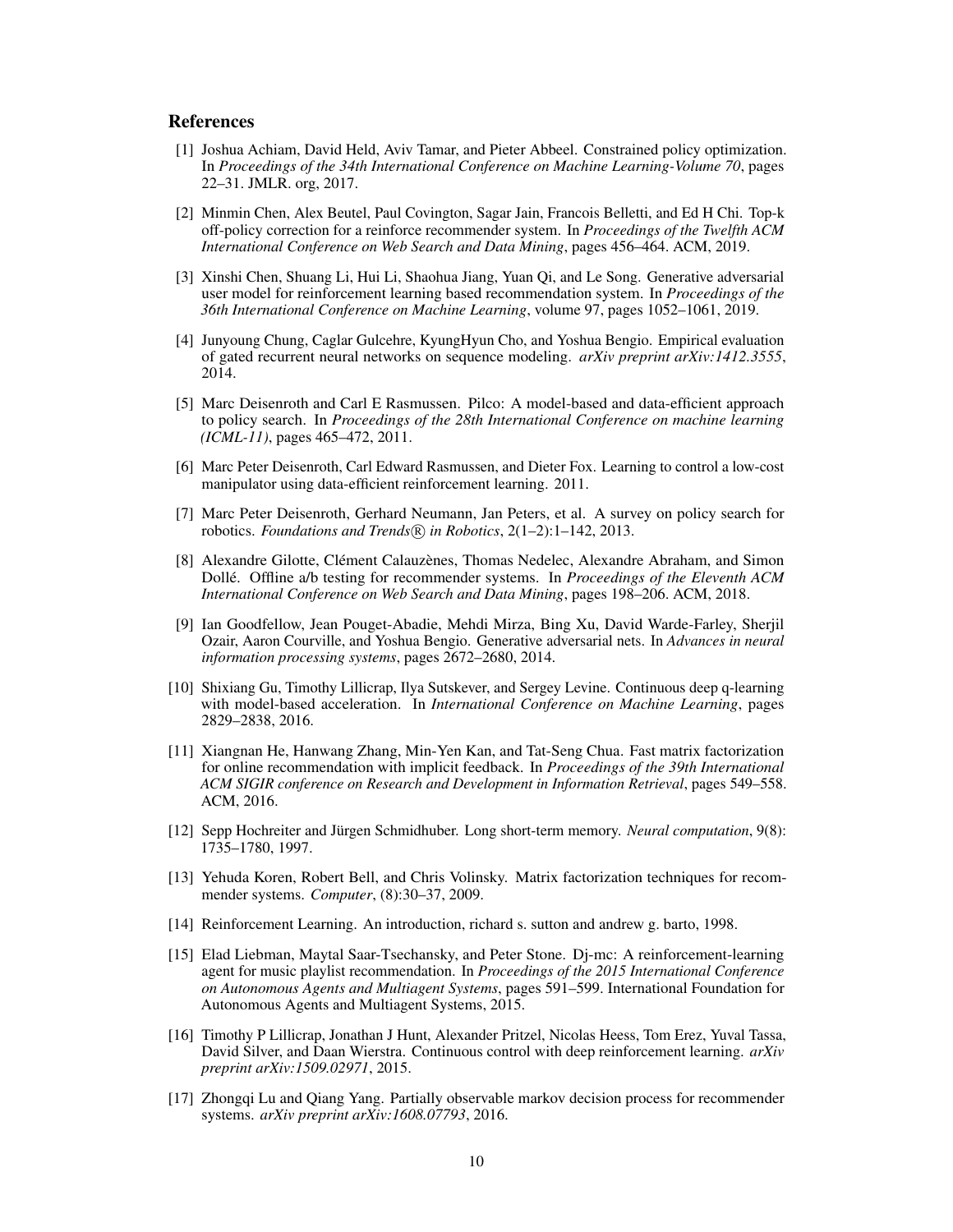## References

[1] Joshua Achiam, David Held, Aviv Tamar, and Pieter Abbeel. Constrained policy optimization. In *Proceedings of the 34th International Conference on Machine Learning-Volume 70*, pages 22–31. JMLR. org, 2017.

[2] Minmin Chen, Alex Beutel, Paul Covington, Sagar Jain, Francois Belletti, and Ed H Chi. Top-k off-policy correction for a reinforce recommender system. In *Proceedings of the Twelfth ACM International Conference on Web Search and Data Mining*, pages 456–464. ACM, 2019.

[3] Xinshi Chen, Shuang Li, Hui Li, Shaohua Jiang, Yuan Qi, and Le Song. Generative adversarial user model for reinforcement learning based recommendation system. In *Proceedings of the 36th International Conference on Machine Learning*, volume 97, pages 1052–1061, 2019.

[4] Junyoung Chung, Caglar Gulcehre, KyungHyun Cho, and Yoshua Bengio. Empirical evaluation of gated recurrent neural networks on sequence modeling. *arXiv preprint arXiv:1412.3555*, 2014.

[5] Marc Deisenroth and Carl E Rasmussen. Pilco: A model-based and data-efficient approach to policy search. In *Proceedings of the 28th International Conference on machine learning (ICML-11)*, pages 465–472, 2011.

[6] Marc Peter Deisenroth, Carl Edward Rasmussen, and Dieter Fox. Learning to control a low-cost manipulator using data-efficient reinforcement learning. 2011.

[7] Marc Peter Deisenroth, Gerhard Neumann, Jan Peters, et al. A survey on policy search for robotics. *Foundations and Trends® in Robotics*, 2(1–2):1–142, 2013.

[8] Alexandre Gilotte, Clément Calauzènes, Thomas Nedelec, Alexandre Abraham, and Simon Dollé. Offline a/b testing for recommender systems. In *Proceedings of the Eleventh ACM International Conference on Web Search and Data Mining*, pages 198–206. ACM, 2018.

[9] Ian Goodfellow, Jean Pouget-Abadie, Mehdi Mirza, Bing Xu, David Warde-Farley, Sherjil Ozair, Aaron Courville, and Yoshua Bengio. Generative adversarial nets. In *Advances in neural information processing systems*, pages 2672–2680, 2014.

[10] Shixiang Gu, Timothy Lillicrap, Ilya Sutskever, and Sergey Levine. Continuous deep q-learning with model-based acceleration. In *International Conference on Machine Learning*, pages 2829–2838, 2016.

[11] Xiangnan He, Hanwang Zhang, Min-Yen Kan, and Tat-Seng Chua. Fast matrix factorization for online recommendation with implicit feedback. In *Proceedings of the 39th International ACM SIGIR conference on Research and Development in Information Retrieval*, pages 549–558. ACM, 2016.

[12] Sepp Hochreiter and Jürgen Schmidhuber. Long short-term memory. *Neural computation*, 9(8): 1735–1780, 1997.

[13] Yehuda Koren, Robert Bell, and Chris Volinsky. Matrix factorization techniques for recommender systems. *Computer*, (8):30–37, 2009.

[14] Reinforcement Learning. An introduction, richard s. sutton and andrew g. barto, 1998.

[15] Elad Liebman, Maytal Saar-Tsechansky, and Peter Stone. Dj-mc: A reinforcement-learning agent for music playlist recommendation. In *Proceedings of the 2015 International Conference on Autonomous Agents and Multiagent Systems*, pages 591–599. International Foundation for Autonomous Agents and Multiagent Systems, 2015.

[16] Timothy P Lillicrap, Jonathan J Hunt, Alexander Pritzel, Nicolas Heess, Tom Erez, Yuval Tassa, David Silver, and Daan Wierstra. Continuous control with deep reinforcement learning. *arXiv preprint arXiv:1509.02971*, 2015.

[17] Zhongqi Lu and Qiang Yang. Partially observable markov decision process for recommender systems. *arXiv preprint arXiv:1608.07793*, 2016.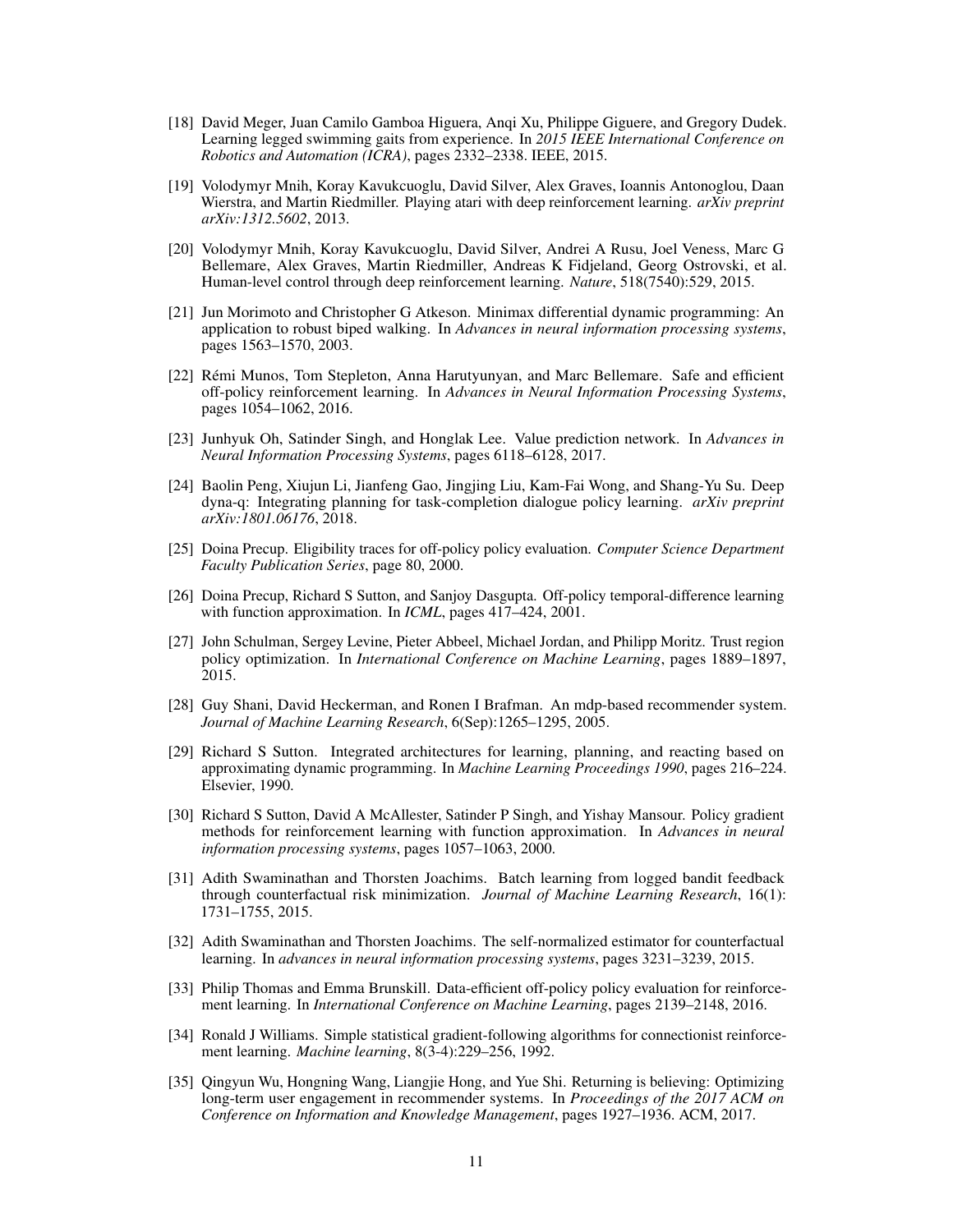[18] David Meger, Juan Camilo Gamboa Higuera, Anqi Xu, Philippe Giguere, and Gregory Dudek. Learning legged swimming gaits from experience. In *2015 IEEE International Conference on Robotics and Automation (ICRA)*, pages 2332–2338. IEEE, 2015.

[19] Volodymyr Mnih, Koray Kavukcuoglu, David Silver, Alex Graves, Ioannis Antonoglou, Daan Wierstra, and Martin Riedmiller. Playing atari with deep reinforcement learning. *arXiv preprint arXiv:1312.5602*, 2013.

[20] Volodymyr Mnih, Koray Kavukcuoglu, David Silver, Andrei A Rusu, Joel Veness, Marc G Bellemare, Alex Graves, Martin Riedmiller, Andreas K Fidjeland, Georg Ostrovski, et al. Human-level control through deep reinforcement learning. *Nature*, 518(7540):529, 2015.

[21] Jun Morimoto and Christopher G Atkeson. Minimax differential dynamic programming: An application to robust biped walking. In *Advances in neural information processing systems*, pages 1563–1570, 2003.

[22] Rémi Munos, Tom Stepleton, Anna Harutyunyan, and Marc Bellemare. Safe and efficient off-policy reinforcement learning. In *Advances in Neural Information Processing Systems*, pages 1054–1062, 2016.

[23] Junhyuk Oh, Satinder Singh, and Honglak Lee. Value prediction network. In *Advances in Neural Information Processing Systems*, pages 6118–6128, 2017.

[24] Baolin Peng, Xiujun Li, Jianfeng Gao, Jingjing Liu, Kam-Fai Wong, and Shang-Yu Su. Deep dyna-q: Integrating planning for task-completion dialogue policy learning. *arXiv preprint arXiv:1801.06176*, 2018.

[25] Doina Precup. Eligibility traces for off-policy policy evaluation. *Computer Science Department Faculty Publication Series*, page 80, 2000.

[26] Doina Precup, Richard S Sutton, and Sanjoy Dasgupta. Off-policy temporal-difference learning with function approximation. In *ICML*, pages 417–424, 2001.

[27] John Schulman, Sergey Levine, Pieter Abbeel, Michael Jordan, and Philipp Moritz. Trust region policy optimization. In *International Conference on Machine Learning*, pages 1889–1897, 2015.

[28] Guy Shani, David Heckerman, and Ronen I Brafman. An mdp-based recommender system. *Journal of Machine Learning Research*, 6(Sep):1265–1295, 2005.

[29] Richard S Sutton. Integrated architectures for learning, planning, and reacting based on approximating dynamic programming. In *Machine Learning Proceedings 1990*, pages 216–224. Elsevier, 1990.

[30] Richard S Sutton, David A McAllester, Satinder P Singh, and Yishay Mansour. Policy gradient methods for reinforcement learning with function approximation. In *Advances in neural information processing systems*, pages 1057–1063, 2000.

[31] Adith Swaminathan and Thorsten Joachims. Batch learning from logged bandit feedback through counterfactual risk minimization. *Journal of Machine Learning Research*, 16(1): 1731–1755, 2015.

[32] Adith Swaminathan and Thorsten Joachims. The self-normalized estimator for counterfactual learning. In *advances in neural information processing systems*, pages 3231–3239, 2015.

[33] Philip Thomas and Emma Brunskill. Data-efficient off-policy policy evaluation for reinforcement learning. In *International Conference on Machine Learning*, pages 2139–2148, 2016.

[34] Ronald J Williams. Simple statistical gradient-following algorithms for connectionist reinforcement learning. *Machine learning*, 8(3-4):229–256, 1992.

[35] Qingyun Wu, Hongning Wang, Liangjie Hong, and Yue Shi. Returning is believing: Optimizing long-term user engagement in recommender systems. In *Proceedings of the 2017 ACM on Conference on Information and Knowledge Management*, pages 1927–1936. ACM, 2017.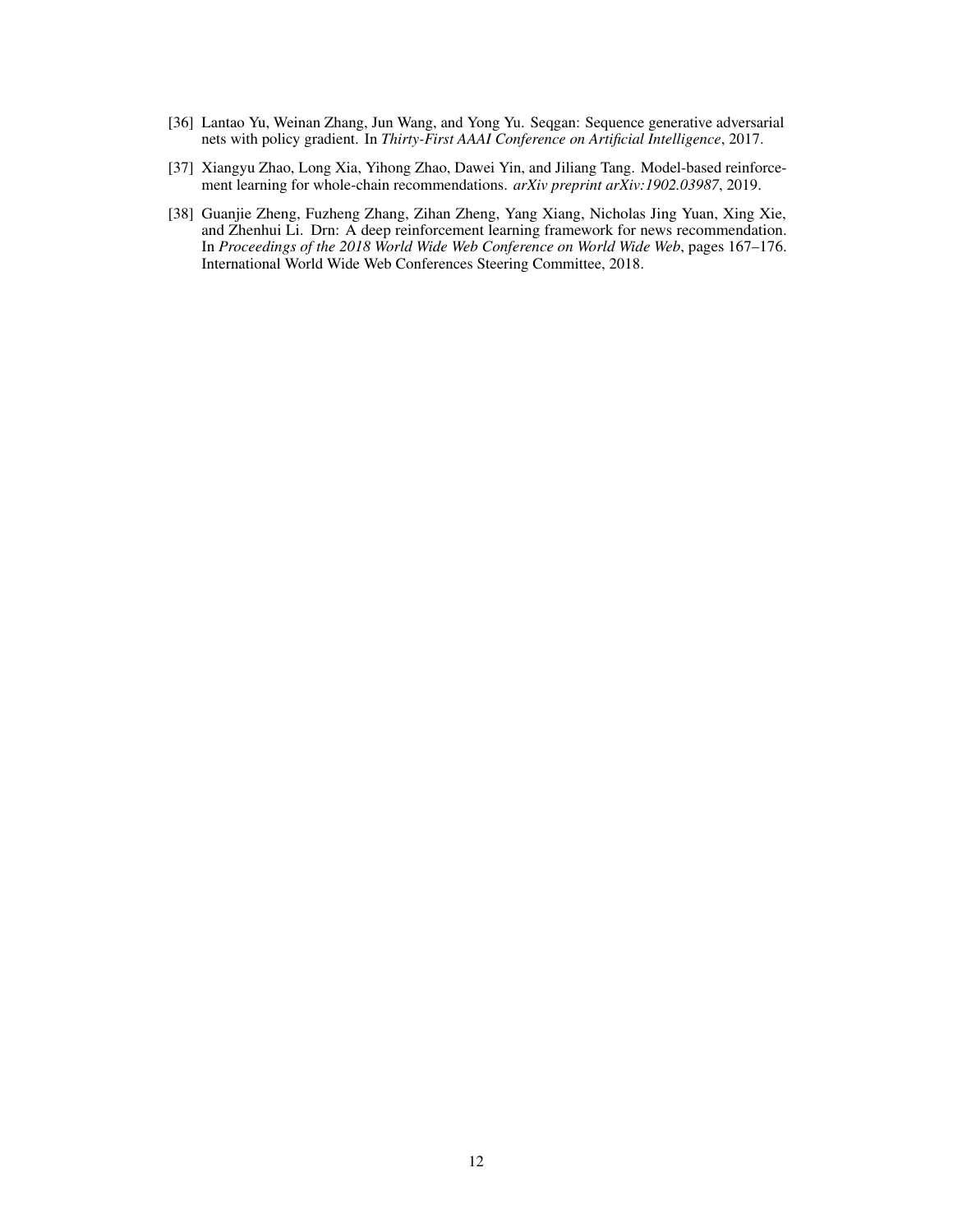[36] Lantao Yu, Weinan Zhang, Jun Wang, and Yong Yu. Seqgan: Sequence generative adversarial nets with policy gradient. In *Thirty-First AAAI Conference on Artificial Intelligence*, 2017.

[37] Xiangyu Zhao, Long Xia, Yihong Zhao, Dawei Yin, and Jiliang Tang. Model-based reinforcement learning for whole-chain recommendations. *arXiv preprint arXiv:1902.03987*, 2019.

[38] Guanjie Zheng, Fuzheng Zhang, Zihan Zheng, Yang Xiang, Nicholas Jing Yuan, Xing Xie, and Zhenhui Li. Drn: A deep reinforcement learning framework for news recommendation. In *Proceedings of the 2018 World Wide Web Conference on World Wide Web*, pages 167–176. International World Wide Web Conferences Steering Committee, 2018.